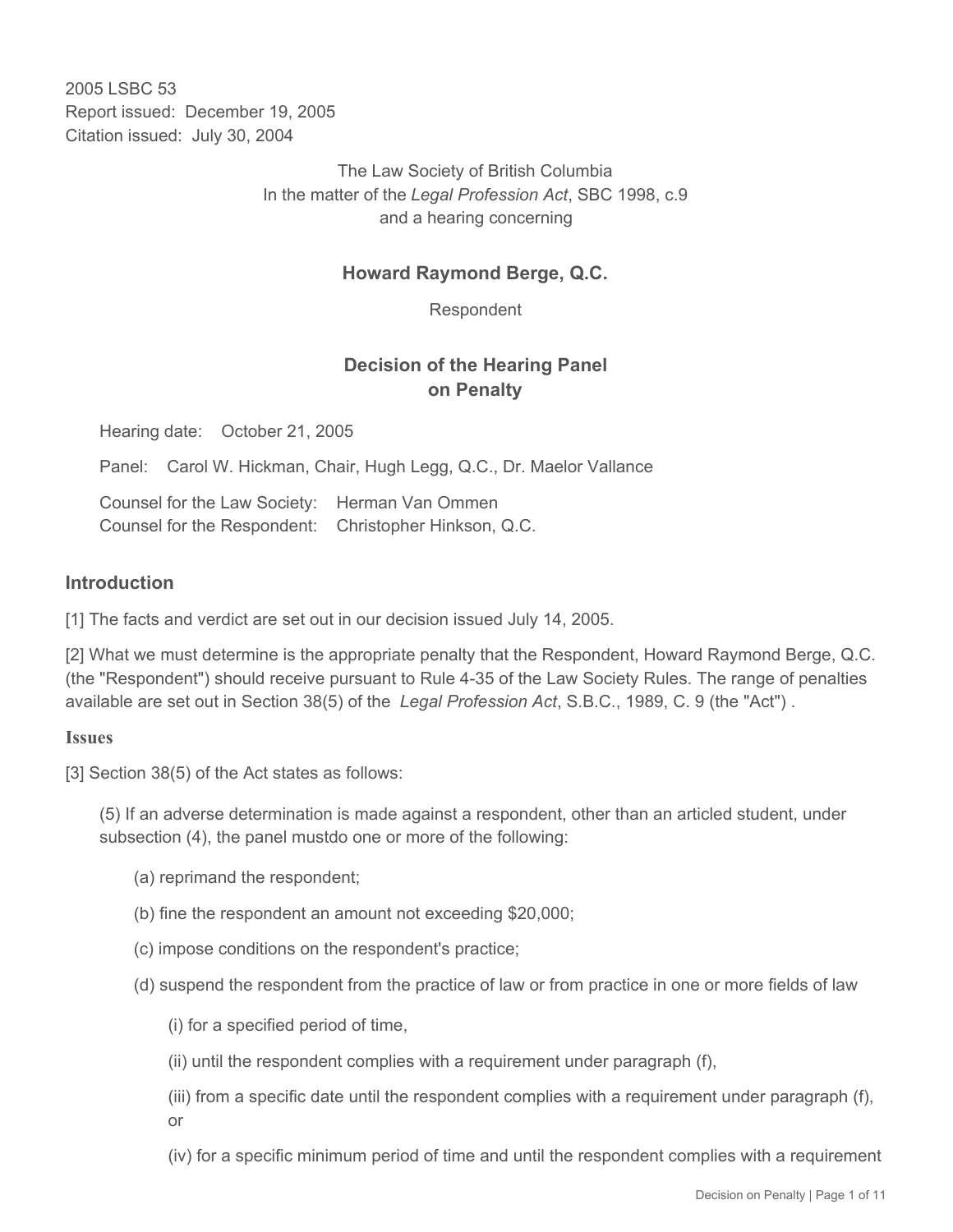2005 LSBC 53
Report issued: December 19, 2005
Citation issued: July 30, 2004

The Law Society of British Columbia
In the matter of the *Legal Profession Act*, SBC 1998, c.9
and a hearing concerning

**Howard Raymond Berge, Q.C.**

Respondent

## Decision of the Hearing Panel on Penalty

Hearing date: October 21, 2005

Panel: Carol W. Hickman, Chair, Hugh Legg, Q.C., Dr. Maelor Vallance

Counsel for the Law Society: Herman Van Ommen
Counsel for the Respondent: Christopher Hinkson, Q.C.

## Introduction

[1] The facts and verdict are set out in our decision issued July 14, 2005.

[2] What we must determine is the appropriate penalty that the Respondent, Howard Raymond Berge, Q.C. (the "Respondent") should receive pursuant to Rule 4-35 of the Law Society Rules. The range of penalties available are set out in Section 38(5) of the *Legal Profession Act*, S.B.C., 1989, C. 9 (the "Act") .

### Issues

[3] Section 38(5) of the Act states as follows:

(5) If an adverse determination is made against a respondent, other than an articled student, under subsection (4), the panel mustdo one or more of the following:

(a) reprimand the respondent;

(b) fine the respondent an amount not exceeding $20,000;

(c) impose conditions on the respondent's practice;

(d) suspend the respondent from the practice of law or from practice in one or more fields of law

(i) for a specified period of time,

(ii) until the respondent complies with a requirement under paragraph (f),

(iii) from a specific date until the respondent complies with a requirement under paragraph (f), or

(iv) for a specific minimum period of time and until the respondent complies with a requirement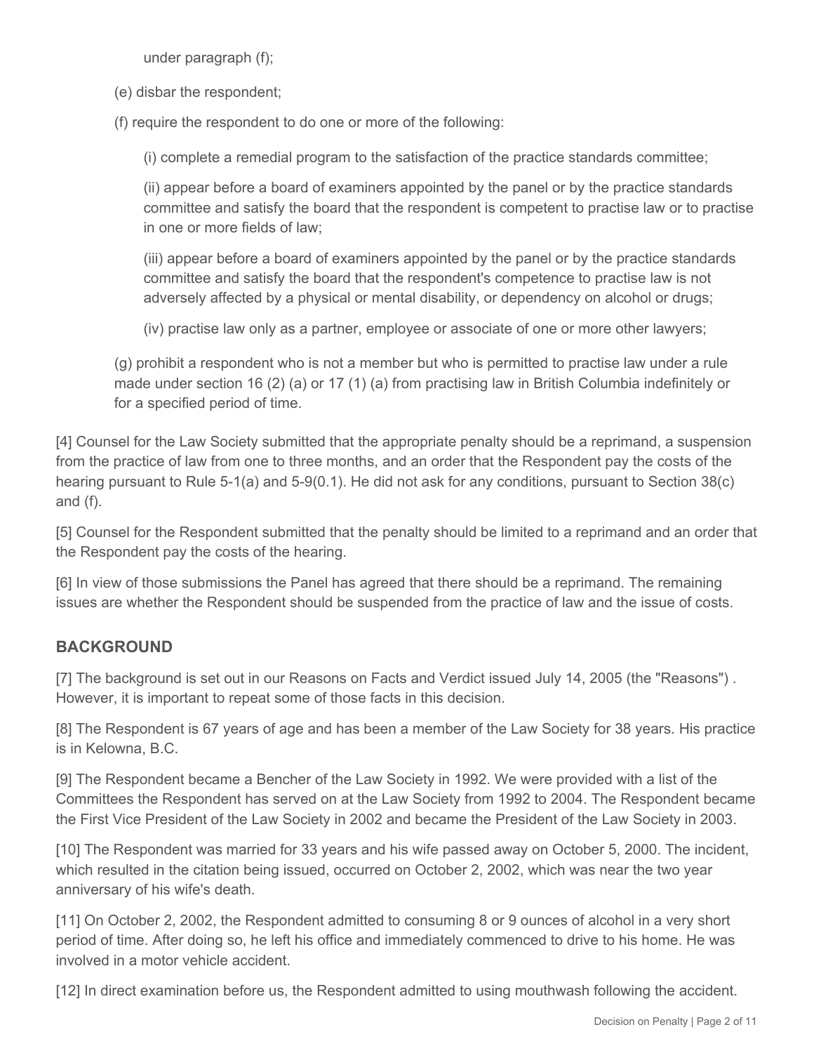under paragraph (f);

(e) disbar the respondent;

(f) require the respondent to do one or more of the following:

(i) complete a remedial program to the satisfaction of the practice standards committee;

(ii) appear before a board of examiners appointed by the panel or by the practice standards committee and satisfy the board that the respondent is competent to practise law or to practise in one or more fields of law;

(iii) appear before a board of examiners appointed by the panel or by the practice standards committee and satisfy the board that the respondent's competence to practise law is not adversely affected by a physical or mental disability, or dependency on alcohol or drugs;

(iv) practise law only as a partner, employee or associate of one or more other lawyers;

(g) prohibit a respondent who is not a member but who is permitted to practise law under a rule made under section 16 (2) (a) or 17 (1) (a) from practising law in British Columbia indefinitely or for a specified period of time.

[4] Counsel for the Law Society submitted that the appropriate penalty should be a reprimand, a suspension from the practice of law from one to three months, and an order that the Respondent pay the costs of the hearing pursuant to Rule 5-1(a) and 5-9(0.1). He did not ask for any conditions, pursuant to Section 38(c) and (f).

[5] Counsel for the Respondent submitted that the penalty should be limited to a reprimand and an order that the Respondent pay the costs of the hearing.

[6] In view of those submissions the Panel has agreed that there should be a reprimand. The remaining issues are whether the Respondent should be suspended from the practice of law and the issue of costs.

## BACKGROUND

[7] The background is set out in our Reasons on Facts and Verdict issued July 14, 2005 (the "Reasons") . However, it is important to repeat some of those facts in this decision.

[8] The Respondent is 67 years of age and has been a member of the Law Society for 38 years. His practice is in Kelowna, B.C.

[9] The Respondent became a Bencher of the Law Society in 1992. We were provided with a list of the Committees the Respondent has served on at the Law Society from 1992 to 2004. The Respondent became the First Vice President of the Law Society in 2002 and became the President of the Law Society in 2003.

[10] The Respondent was married for 33 years and his wife passed away on October 5, 2000. The incident, which resulted in the citation being issued, occurred on October 2, 2002, which was near the two year anniversary of his wife's death.

[11] On October 2, 2002, the Respondent admitted to consuming 8 or 9 ounces of alcohol in a very short period of time. After doing so, he left his office and immediately commenced to drive to his home. He was involved in a motor vehicle accident.

[12] In direct examination before us, the Respondent admitted to using mouthwash following the accident.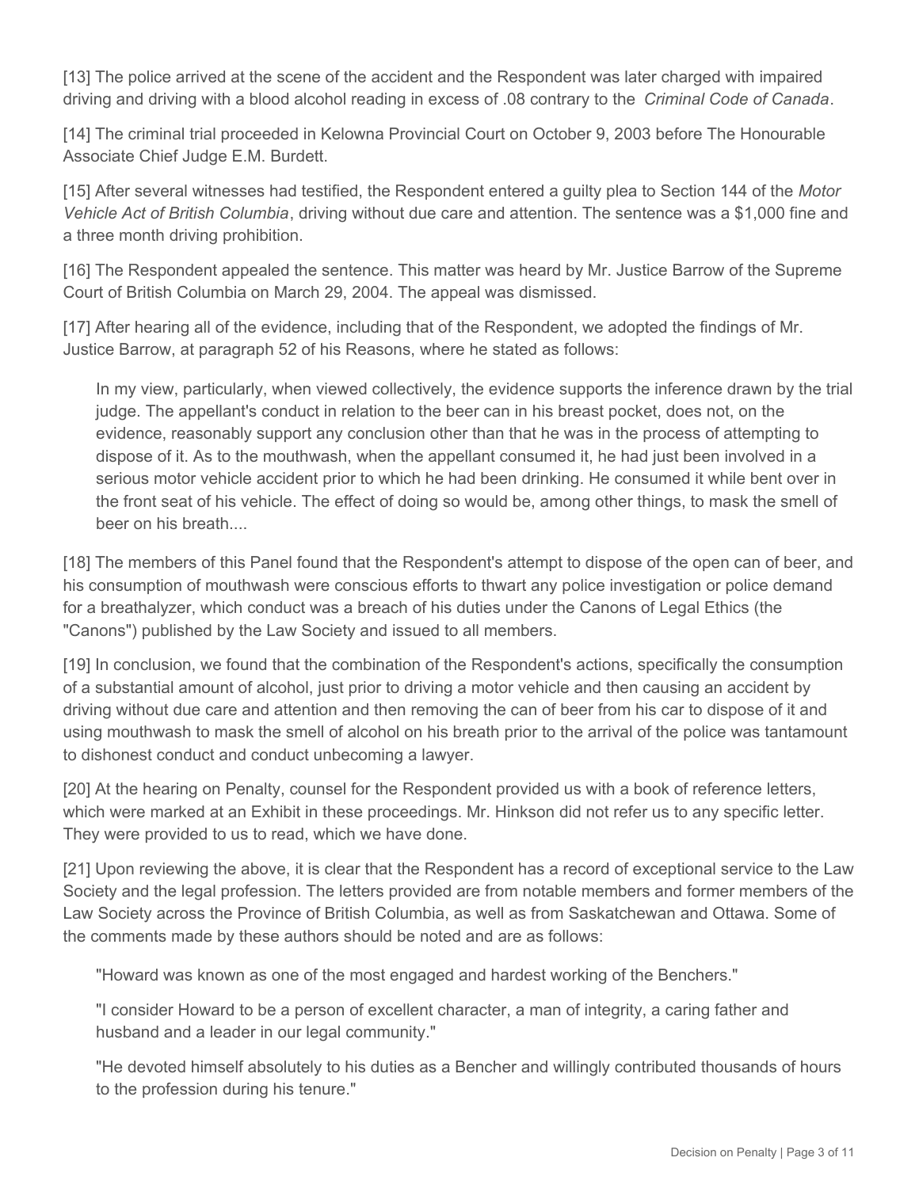[13] The police arrived at the scene of the accident and the Respondent was later charged with impaired driving and driving with a blood alcohol reading in excess of .08 contrary to the *Criminal Code of Canada*.

[14] The criminal trial proceeded in Kelowna Provincial Court on October 9, 2003 before The Honourable Associate Chief Judge E.M. Burdett.

[15] After several witnesses had testified, the Respondent entered a guilty plea to Section 144 of the *Motor Vehicle Act of British Columbia*, driving without due care and attention. The sentence was a $1,000 fine and a three month driving prohibition.

[16] The Respondent appealed the sentence. This matter was heard by Mr. Justice Barrow of the Supreme Court of British Columbia on March 29, 2004. The appeal was dismissed.

[17] After hearing all of the evidence, including that of the Respondent, we adopted the findings of Mr. Justice Barrow, at paragraph 52 of his Reasons, where he stated as follows:

> In my view, particularly, when viewed collectively, the evidence supports the inference drawn by the trial judge. The appellant's conduct in relation to the beer can in his breast pocket, does not, on the evidence, reasonably support any conclusion other than that he was in the process of attempting to dispose of it. As to the mouthwash, when the appellant consumed it, he had just been involved in a serious motor vehicle accident prior to which he had been drinking. He consumed it while bent over in the front seat of his vehicle. The effect of doing so would be, among other things, to mask the smell of beer on his breath....

[18] The members of this Panel found that the Respondent's attempt to dispose of the open can of beer, and his consumption of mouthwash were conscious efforts to thwart any police investigation or police demand for a breathalyzer, which conduct was a breach of his duties under the Canons of Legal Ethics (the "Canons") published by the Law Society and issued to all members.

[19] In conclusion, we found that the combination of the Respondent's actions, specifically the consumption of a substantial amount of alcohol, just prior to driving a motor vehicle and then causing an accident by driving without due care and attention and then removing the can of beer from his car to dispose of it and using mouthwash to mask the smell of alcohol on his breath prior to the arrival of the police was tantamount to dishonest conduct and conduct unbecoming a lawyer.

[20] At the hearing on Penalty, counsel for the Respondent provided us with a book of reference letters, which were marked at an Exhibit in these proceedings. Mr. Hinkson did not refer us to any specific letter. They were provided to us to read, which we have done.

[21] Upon reviewing the above, it is clear that the Respondent has a record of exceptional service to the Law Society and the legal profession. The letters provided are from notable members and former members of the Law Society across the Province of British Columbia, as well as from Saskatchewan and Ottawa. Some of the comments made by these authors should be noted and are as follows:

> "Howard was known as one of the most engaged and hardest working of the Benchers."
>
> "I consider Howard to be a person of excellent character, a man of integrity, a caring father and husband and a leader in our legal community."
>
> "He devoted himself absolutely to his duties as a Bencher and willingly contributed thousands of hours to the profession during his tenure."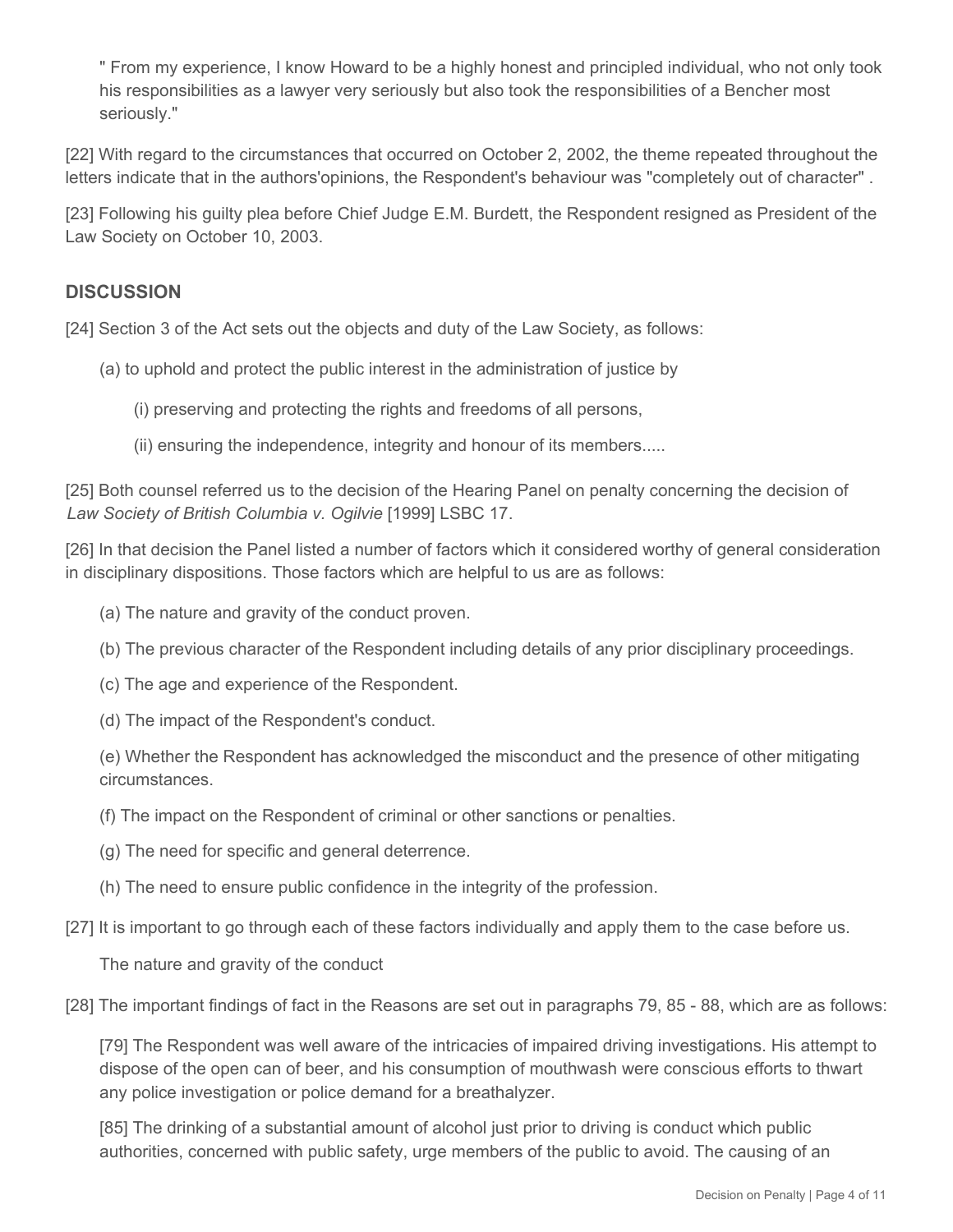" From my experience, I know Howard to be a highly honest and principled individual, who not only took his responsibilities as a lawyer very seriously but also took the responsibilities of a Bencher most seriously."

[22] With regard to the circumstances that occurred on October 2, 2002, the theme repeated throughout the letters indicate that in the authors'opinions, the Respondent's behaviour was "completely out of character" .

[23] Following his guilty plea before Chief Judge E.M. Burdett, the Respondent resigned as President of the Law Society on October 10, 2003.

## DISCUSSION

[24] Section 3 of the Act sets out the objects and duty of the Law Society, as follows:

> (a) to uphold and protect the public interest in the administration of justice by
>
> > (i) preserving and protecting the rights and freedoms of all persons,
> >
> > (ii) ensuring the independence, integrity and honour of its members.....

[25] Both counsel referred us to the decision of the Hearing Panel on penalty concerning the decision of *Law Society of British Columbia v. Ogilvie* [1999] LSBC 17.

[26] In that decision the Panel listed a number of factors which it considered worthy of general consideration in disciplinary dispositions. Those factors which are helpful to us are as follows:

> (a) The nature and gravity of the conduct proven.
>
> (b) The previous character of the Respondent including details of any prior disciplinary proceedings.
>
> (c) The age and experience of the Respondent.
>
> (d) The impact of the Respondent's conduct.
>
> (e) Whether the Respondent has acknowledged the misconduct and the presence of other mitigating circumstances.
>
> (f) The impact on the Respondent of criminal or other sanctions or penalties.
>
> (g) The need for specific and general deterrence.
>
> (h) The need to ensure public confidence in the integrity of the profession.

[27] It is important to go through each of these factors individually and apply them to the case before us.

The nature and gravity of the conduct

[28] The important findings of fact in the Reasons are set out in paragraphs 79, 85 - 88, which are as follows:

> [79] The Respondent was well aware of the intricacies of impaired driving investigations. His attempt to dispose of the open can of beer, and his consumption of mouthwash were conscious efforts to thwart any police investigation or police demand for a breathalyzer.
>
> [85] The drinking of a substantial amount of alcohol just prior to driving is conduct which public authorities, concerned with public safety, urge members of the public to avoid. The causing of an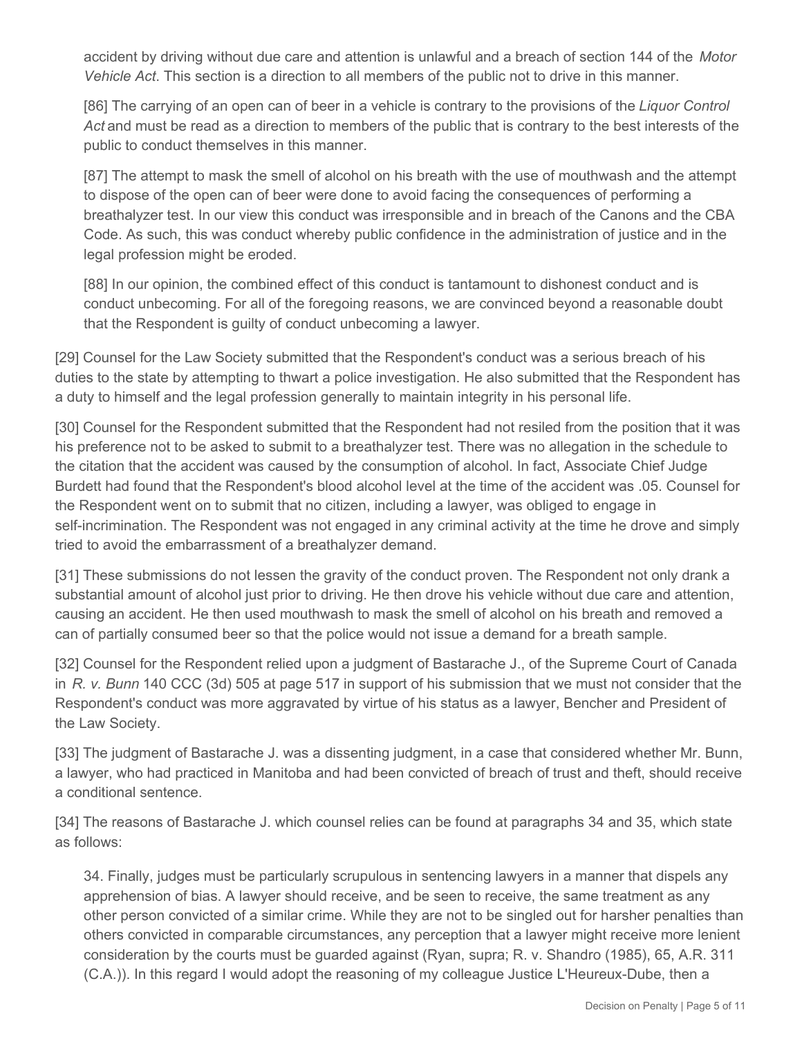accident by driving without due care and attention is unlawful and a breach of section 144 of the *Motor Vehicle Act*. This section is a direction to all members of the public not to drive in this manner.

> [86] The carrying of an open can of beer in a vehicle is contrary to the provisions of the *Liquor Control Act* and must be read as a direction to members of the public that is contrary to the best interests of the public to conduct themselves in this manner.
>
> [87] The attempt to mask the smell of alcohol on his breath with the use of mouthwash and the attempt to dispose of the open can of beer were done to avoid facing the consequences of performing a breathalyzer test. In our view this conduct was irresponsible and in breach of the Canons and the CBA Code. As such, this was conduct whereby public confidence in the administration of justice and in the legal profession might be eroded.
>
> [88] In our opinion, the combined effect of this conduct is tantamount to dishonest conduct and is conduct unbecoming. For all of the foregoing reasons, we are convinced beyond a reasonable doubt that the Respondent is guilty of conduct unbecoming a lawyer.

[29] Counsel for the Law Society submitted that the Respondent's conduct was a serious breach of his duties to the state by attempting to thwart a police investigation. He also submitted that the Respondent has a duty to himself and the legal profession generally to maintain integrity in his personal life.

[30] Counsel for the Respondent submitted that the Respondent had not resiled from the position that it was his preference not to be asked to submit to a breathalyzer test. There was no allegation in the schedule to the citation that the accident was caused by the consumption of alcohol. In fact, Associate Chief Judge Burdett had found that the Respondent's blood alcohol level at the time of the accident was .05. Counsel for the Respondent went on to submit that no citizen, including a lawyer, was obliged to engage in self-incrimination. The Respondent was not engaged in any criminal activity at the time he drove and simply tried to avoid the embarrassment of a breathalyzer demand.

[31] These submissions do not lessen the gravity of the conduct proven. The Respondent not only drank a substantial amount of alcohol just prior to driving. He then drove his vehicle without due care and attention, causing an accident. He then used mouthwash to mask the smell of alcohol on his breath and removed a can of partially consumed beer so that the police would not issue a demand for a breath sample.

[32] Counsel for the Respondent relied upon a judgment of Bastarache J., of the Supreme Court of Canada in *R. v. Bunn* 140 CCC (3d) 505 at page 517 in support of his submission that we must not consider that the Respondent's conduct was more aggravated by virtue of his status as a lawyer, Bencher and President of the Law Society.

[33] The judgment of Bastarache J. was a dissenting judgment, in a case that considered whether Mr. Bunn, a lawyer, who had practiced in Manitoba and had been convicted of breach of trust and theft, should receive a conditional sentence.

[34] The reasons of Bastarache J. which counsel relies can be found at paragraphs 34 and 35, which state as follows:

> 34. Finally, judges must be particularly scrupulous in sentencing lawyers in a manner that dispels any apprehension of bias. A lawyer should receive, and be seen to receive, the same treatment as any other person convicted of a similar crime. While they are not to be singled out for harsher penalties than others convicted in comparable circumstances, any perception that a lawyer might receive more lenient consideration by the courts must be guarded against (Ryan, supra; R. v. Shandro (1985), 65, A.R. 311 (C.A.)). In this regard I would adopt the reasoning of my colleague Justice L'Heureux-Dube, then a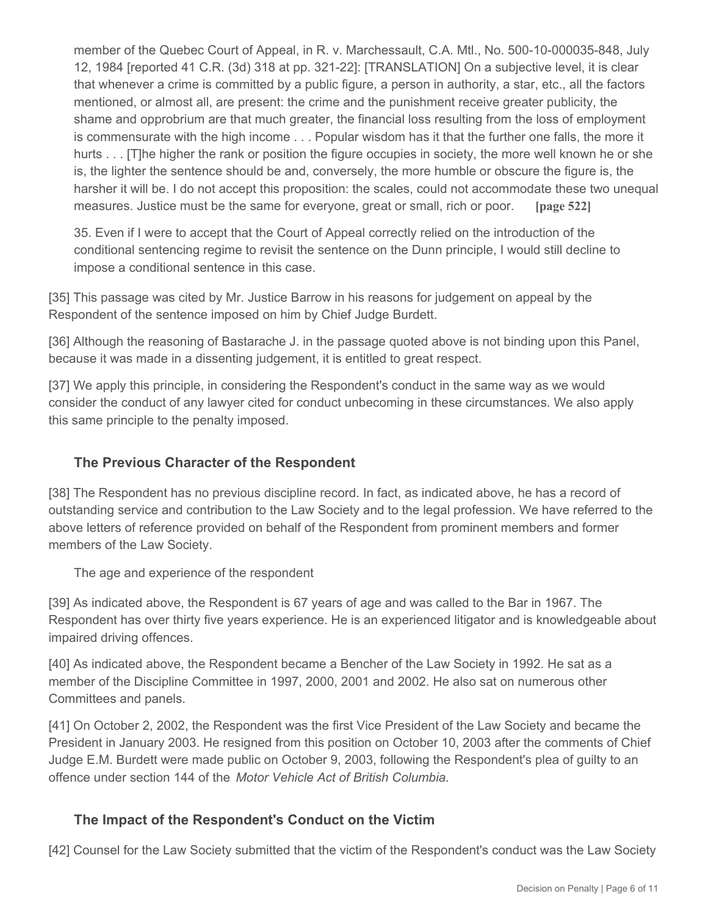> member of the Quebec Court of Appeal, in R. v. Marchessault, C.A. Mtl., No. 500-10-000035-848, July 12, 1984 [reported 41 C.R. (3d) 318 at pp. 321-22]: [TRANSLATION] On a subjective level, it is clear that whenever a crime is committed by a public figure, a person in authority, a star, etc., all the factors mentioned, or almost all, are present: the crime and the punishment receive greater publicity, the shame and opprobrium are that much greater, the financial loss resulting from the loss of employment is commensurate with the high income . . . Popular wisdom has it that the further one falls, the more it hurts . . . [T]he higher the rank or position the figure occupies in society, the more well known he or she is, the lighter the sentence should be and, conversely, the more humble or obscure the figure is, the harsher it will be. I do not accept this proposition: the scales, could not accommodate these two unequal measures. Justice must be the same for everyone, great or small, rich or poor. **[page 522]**
>
> 35. Even if I were to accept that the Court of Appeal correctly relied on the introduction of the conditional sentencing regime to revisit the sentence on the Dunn principle, I would still decline to impose a conditional sentence in this case.

[35] This passage was cited by Mr. Justice Barrow in his reasons for judgement on appeal by the Respondent of the sentence imposed on him by Chief Judge Burdett.

[36] Although the reasoning of Bastarache J. in the passage quoted above is not binding upon this Panel, because it was made in a dissenting judgement, it is entitled to great respect.

[37] We apply this principle, in considering the Respondent's conduct in the same way as we would consider the conduct of any lawyer cited for conduct unbecoming in these circumstances. We also apply this same principle to the penalty imposed.

### The Previous Character of the Respondent

[38] The Respondent has no previous discipline record. In fact, as indicated above, he has a record of outstanding service and contribution to the Law Society and to the legal profession. We have referred to the above letters of reference provided on behalf of the Respondent from prominent members and former members of the Law Society.

The age and experience of the respondent

[39] As indicated above, the Respondent is 67 years of age and was called to the Bar in 1967. The Respondent has over thirty five years experience. He is an experienced litigator and is knowledgeable about impaired driving offences.

[40] As indicated above, the Respondent became a Bencher of the Law Society in 1992. He sat as a member of the Discipline Committee in 1997, 2000, 2001 and 2002. He also sat on numerous other Committees and panels.

[41] On October 2, 2002, the Respondent was the first Vice President of the Law Society and became the President in January 2003. He resigned from this position on October 10, 2003 after the comments of Chief Judge E.M. Burdett were made public on October 9, 2003, following the Respondent's plea of guilty to an offence under section 144 of the *Motor Vehicle Act of British Columbia.*

### The Impact of the Respondent's Conduct on the Victim

[42] Counsel for the Law Society submitted that the victim of the Respondent's conduct was the Law Society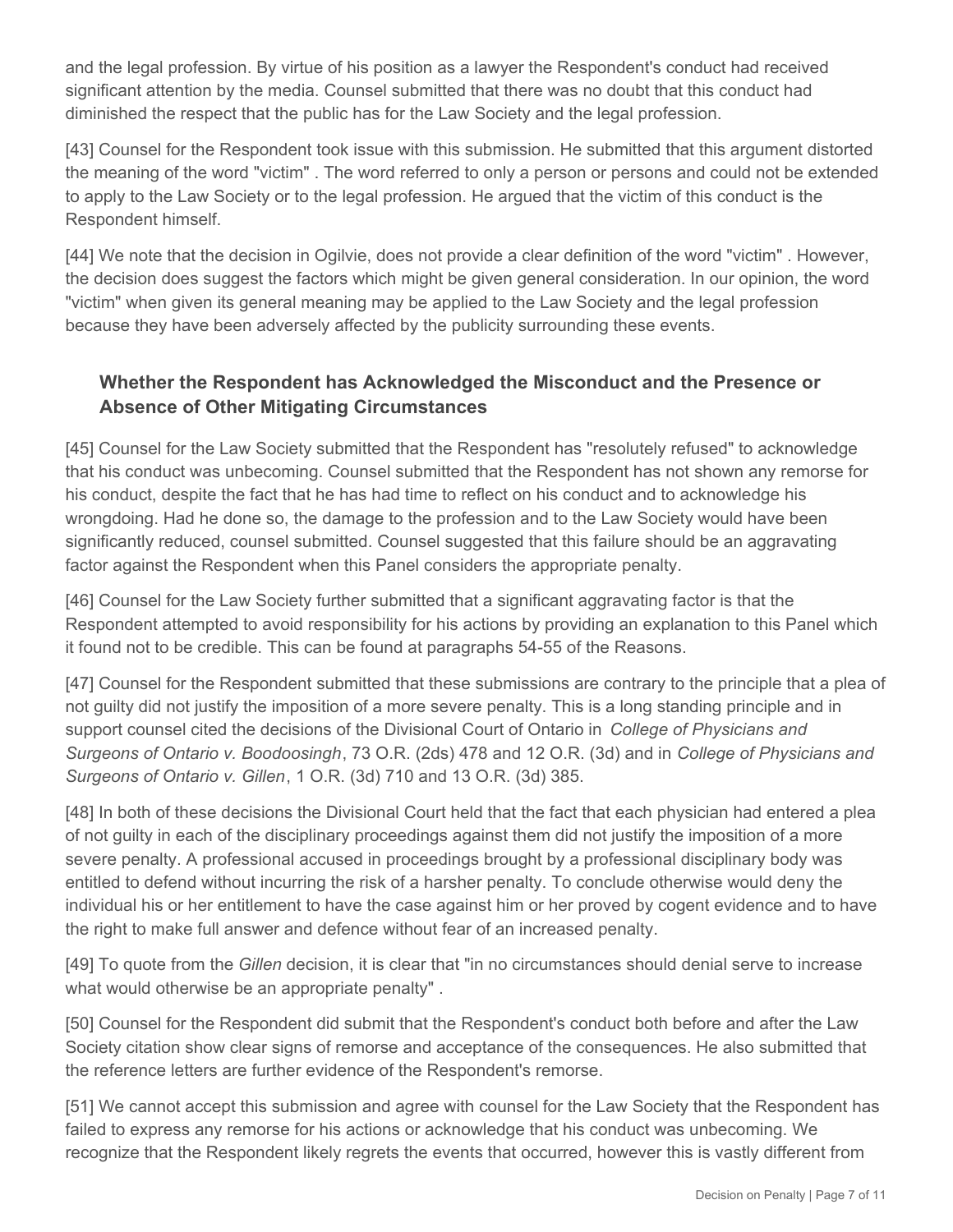and the legal profession. By virtue of his position as a lawyer the Respondent's conduct had received significant attention by the media. Counsel submitted that there was no doubt that this conduct had diminished the respect that the public has for the Law Society and the legal profession.

[43] Counsel for the Respondent took issue with this submission. He submitted that this argument distorted the meaning of the word "victim" . The word referred to only a person or persons and could not be extended to apply to the Law Society or to the legal profession. He argued that the victim of this conduct is the Respondent himself.

[44] We note that the decision in Ogilvie, does not provide a clear definition of the word "victim" . However, the decision does suggest the factors which might be given general consideration. In our opinion, the word "victim" when given its general meaning may be applied to the Law Society and the legal profession because they have been adversely affected by the publicity surrounding these events.

### Whether the Respondent has Acknowledged the Misconduct and the Presence or Absence of Other Mitigating Circumstances

[45] Counsel for the Law Society submitted that the Respondent has "resolutely refused" to acknowledge that his conduct was unbecoming. Counsel submitted that the Respondent has not shown any remorse for his conduct, despite the fact that he has had time to reflect on his conduct and to acknowledge his wrongdoing. Had he done so, the damage to the profession and to the Law Society would have been significantly reduced, counsel submitted. Counsel suggested that this failure should be an aggravating factor against the Respondent when this Panel considers the appropriate penalty.

[46] Counsel for the Law Society further submitted that a significant aggravating factor is that the Respondent attempted to avoid responsibility for his actions by providing an explanation to this Panel which it found not to be credible. This can be found at paragraphs 54-55 of the Reasons.

[47] Counsel for the Respondent submitted that these submissions are contrary to the principle that a plea of not guilty did not justify the imposition of a more severe penalty. This is a long standing principle and in support counsel cited the decisions of the Divisional Court of Ontario in *College of Physicians and Surgeons of Ontario v. Boodoosingh*, 73 O.R. (2ds) 478 and 12 O.R. (3d) and in *College of Physicians and Surgeons of Ontario v. Gillen*, 1 O.R. (3d) 710 and 13 O.R. (3d) 385.

[48] In both of these decisions the Divisional Court held that the fact that each physician had entered a plea of not guilty in each of the disciplinary proceedings against them did not justify the imposition of a more severe penalty. A professional accused in proceedings brought by a professional disciplinary body was entitled to defend without incurring the risk of a harsher penalty. To conclude otherwise would deny the individual his or her entitlement to have the case against him or her proved by cogent evidence and to have the right to make full answer and defence without fear of an increased penalty.

[49] To quote from the *Gillen* decision, it is clear that "in no circumstances should denial serve to increase what would otherwise be an appropriate penalty" .

[50] Counsel for the Respondent did submit that the Respondent's conduct both before and after the Law Society citation show clear signs of remorse and acceptance of the consequences. He also submitted that the reference letters are further evidence of the Respondent's remorse.

[51] We cannot accept this submission and agree with counsel for the Law Society that the Respondent has failed to express any remorse for his actions or acknowledge that his conduct was unbecoming. We recognize that the Respondent likely regrets the events that occurred, however this is vastly different from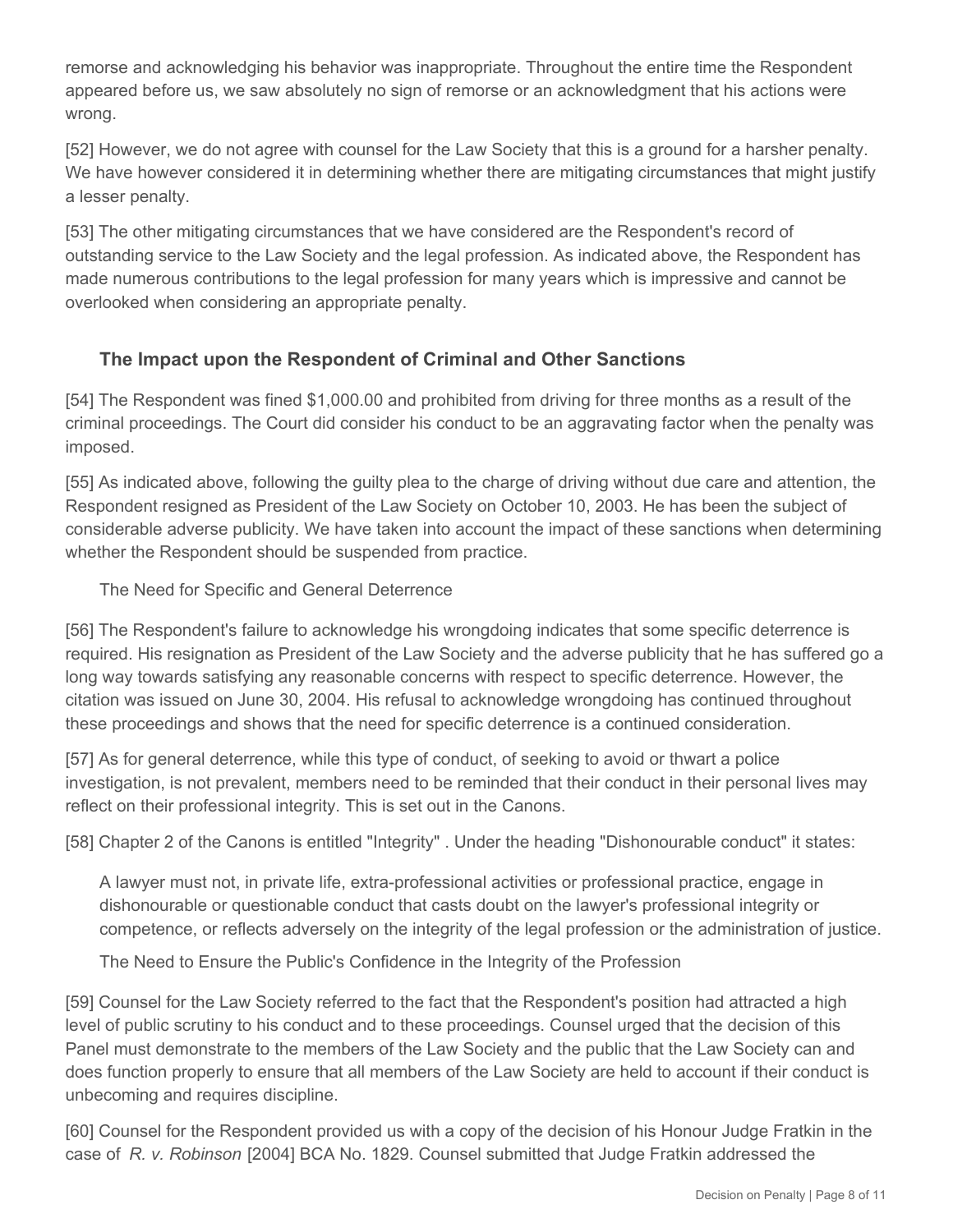remorse and acknowledging his behavior was inappropriate. Throughout the entire time the Respondent appeared before us, we saw absolutely no sign of remorse or an acknowledgment that his actions were wrong.

[52] However, we do not agree with counsel for the Law Society that this is a ground for a harsher penalty. We have however considered it in determining whether there are mitigating circumstances that might justify a lesser penalty.

[53] The other mitigating circumstances that we have considered are the Respondent's record of outstanding service to the Law Society and the legal profession. As indicated above, the Respondent has made numerous contributions to the legal profession for many years which is impressive and cannot be overlooked when considering an appropriate penalty.

### The Impact upon the Respondent of Criminal and Other Sanctions

[54] The Respondent was fined $1,000.00 and prohibited from driving for three months as a result of the criminal proceedings. The Court did consider his conduct to be an aggravating factor when the penalty was imposed.

[55] As indicated above, following the guilty plea to the charge of driving without due care and attention, the Respondent resigned as President of the Law Society on October 10, 2003. He has been the subject of considerable adverse publicity. We have taken into account the impact of these sanctions when determining whether the Respondent should be suspended from practice.

The Need for Specific and General Deterrence

[56] The Respondent's failure to acknowledge his wrongdoing indicates that some specific deterrence is required. His resignation as President of the Law Society and the adverse publicity that he has suffered go a long way towards satisfying any reasonable concerns with respect to specific deterrence. However, the citation was issued on June 30, 2004. His refusal to acknowledge wrongdoing has continued throughout these proceedings and shows that the need for specific deterrence is a continued consideration.

[57] As for general deterrence, while this type of conduct, of seeking to avoid or thwart a police investigation, is not prevalent, members need to be reminded that their conduct in their personal lives may reflect on their professional integrity. This is set out in the Canons.

[58] Chapter 2 of the Canons is entitled "Integrity" . Under the heading "Dishonourable conduct" it states:

> A lawyer must not, in private life, extra-professional activities or professional practice, engage in dishonourable or questionable conduct that casts doubt on the lawyer's professional integrity or competence, or reflects adversely on the integrity of the legal profession or the administration of justice.

The Need to Ensure the Public's Confidence in the Integrity of the Profession

[59] Counsel for the Law Society referred to the fact that the Respondent's position had attracted a high level of public scrutiny to his conduct and to these proceedings. Counsel urged that the decision of this Panel must demonstrate to the members of the Law Society and the public that the Law Society can and does function properly to ensure that all members of the Law Society are held to account if their conduct is unbecoming and requires discipline.

[60] Counsel for the Respondent provided us with a copy of the decision of his Honour Judge Fratkin in the case of *R. v. Robinson* [2004] BCA No. 1829. Counsel submitted that Judge Fratkin addressed the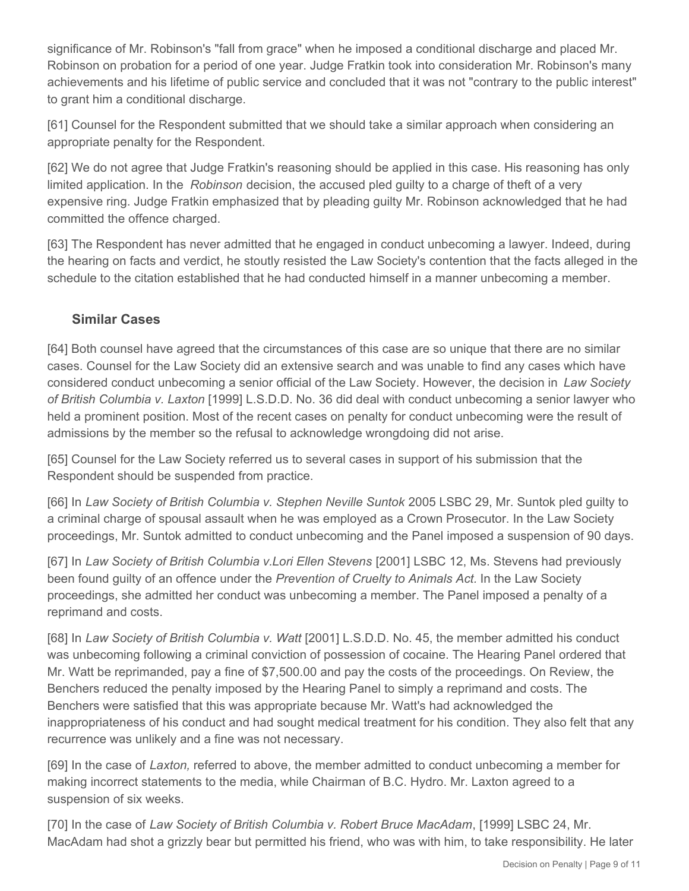significance of Mr. Robinson's "fall from grace" when he imposed a conditional discharge and placed Mr. Robinson on probation for a period of one year. Judge Fratkin took into consideration Mr. Robinson's many achievements and his lifetime of public service and concluded that it was not "contrary to the public interest" to grant him a conditional discharge.

[61] Counsel for the Respondent submitted that we should take a similar approach when considering an appropriate penalty for the Respondent.

[62] We do not agree that Judge Fratkin's reasoning should be applied in this case. His reasoning has only limited application. In the *Robinson* decision, the accused pled guilty to a charge of theft of a very expensive ring. Judge Fratkin emphasized that by pleading guilty Mr. Robinson acknowledged that he had committed the offence charged.

[63] The Respondent has never admitted that he engaged in conduct unbecoming a lawyer. Indeed, during the hearing on facts and verdict, he stoutly resisted the Law Society's contention that the facts alleged in the schedule to the citation established that he had conducted himself in a manner unbecoming a member.

### Similar Cases

[64] Both counsel have agreed that the circumstances of this case are so unique that there are no similar cases. Counsel for the Law Society did an extensive search and was unable to find any cases which have considered conduct unbecoming a senior official of the Law Society. However, the decision in *Law Society of British Columbia v. Laxton* [1999] L.S.D.D. No. 36 did deal with conduct unbecoming a senior lawyer who held a prominent position. Most of the recent cases on penalty for conduct unbecoming were the result of admissions by the member so the refusal to acknowledge wrongdoing did not arise.

[65] Counsel for the Law Society referred us to several cases in support of his submission that the Respondent should be suspended from practice.

[66] In *Law Society of British Columbia v. Stephen Neville Suntok* 2005 LSBC 29, Mr. Suntok pled guilty to a criminal charge of spousal assault when he was employed as a Crown Prosecutor. In the Law Society proceedings, Mr. Suntok admitted to conduct unbecoming and the Panel imposed a suspension of 90 days.

[67] In *Law Society of British Columbia v.Lori Ellen Stevens* [2001] LSBC 12, Ms. Stevens had previously been found guilty of an offence under the *Prevention of Cruelty to Animals Act*. In the Law Society proceedings, she admitted her conduct was unbecoming a member. The Panel imposed a penalty of a reprimand and costs.

[68] In *Law Society of British Columbia v. Watt* [2001] L.S.D.D. No. 45, the member admitted his conduct was unbecoming following a criminal conviction of possession of cocaine. The Hearing Panel ordered that Mr. Watt be reprimanded, pay a fine of $7,500.00 and pay the costs of the proceedings. On Review, the Benchers reduced the penalty imposed by the Hearing Panel to simply a reprimand and costs. The Benchers were satisfied that this was appropriate because Mr. Watt's had acknowledged the inappropriateness of his conduct and had sought medical treatment for his condition. They also felt that any recurrence was unlikely and a fine was not necessary.

[69] In the case of *Laxton,* referred to above, the member admitted to conduct unbecoming a member for making incorrect statements to the media, while Chairman of B.C. Hydro. Mr. Laxton agreed to a suspension of six weeks.

[70] In the case of *Law Society of British Columbia v. Robert Bruce MacAdam*, [1999] LSBC 24, Mr. MacAdam had shot a grizzly bear but permitted his friend, who was with him, to take responsibility. He later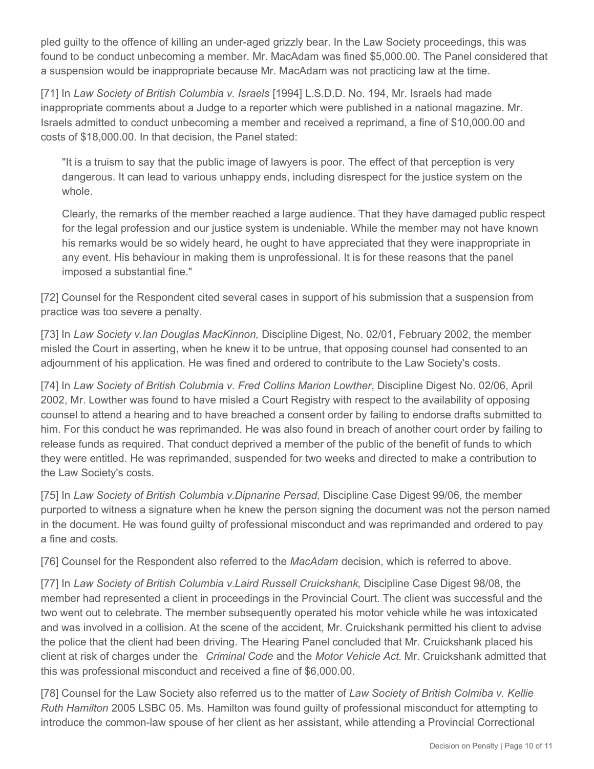pled guilty to the offence of killing an under-aged grizzly bear. In the Law Society proceedings, this was found to be conduct unbecoming a member. Mr. MacAdam was fined $5,000.00. The Panel considered that a suspension would be inappropriate because Mr. MacAdam was not practicing law at the time.

[71] In *Law Society of British Columbia v. Israels* [1994] L.S.D.D. No. 194, Mr. Israels had made inappropriate comments about a Judge to a reporter which were published in a national magazine. Mr. Israels admitted to conduct unbecoming a member and received a reprimand, a fine of $10,000.00 and costs of $18,000.00. In that decision, the Panel stated:

> "It is a truism to say that the public image of lawyers is poor. The effect of that perception is very dangerous. It can lead to various unhappy ends, including disrespect for the justice system on the whole.
>
> Clearly, the remarks of the member reached a large audience. That they have damaged public respect for the legal profession and our justice system is undeniable. While the member may not have known his remarks would be so widely heard, he ought to have appreciated that they were inappropriate in any event. His behaviour in making them is unprofessional. It is for these reasons that the panel imposed a substantial fine."

[72] Counsel for the Respondent cited several cases in support of his submission that a suspension from practice was too severe a penalty.

[73] In *Law Society v.Ian Douglas MacKinnon,* Discipline Digest, No. 02/01, February 2002, the member misled the Court in asserting, when he knew it to be untrue, that opposing counsel had consented to an adjournment of his application. He was fined and ordered to contribute to the Law Society's costs.

[74] In *Law Society of British Colubmia v. Fred Collins Marion Lowther*, Discipline Digest No. 02/06, April 2002, Mr. Lowther was found to have misled a Court Registry with respect to the availability of opposing counsel to attend a hearing and to have breached a consent order by failing to endorse drafts submitted to him. For this conduct he was reprimanded. He was also found in breach of another court order by failing to release funds as required. That conduct deprived a member of the public of the benefit of funds to which they were entitled. He was reprimanded, suspended for two weeks and directed to make a contribution to the Law Society's costs.

[75] In *Law Society of British Columbia v.Dipnarine Persad,* Discipline Case Digest 99/06, the member purported to witness a signature when he knew the person signing the document was not the person named in the document. He was found guilty of professional misconduct and was reprimanded and ordered to pay a fine and costs.

[76] Counsel for the Respondent also referred to the *MacAdam* decision, which is referred to above.

[77] In *Law Society of British Columbia v.Laird Russell Cruickshank,* Discipline Case Digest 98/08, the member had represented a client in proceedings in the Provincial Court. The client was successful and the two went out to celebrate. The member subsequently operated his motor vehicle while he was intoxicated and was involved in a collision. At the scene of the accident, Mr. Cruickshank permitted his client to advise the police that the client had been driving. The Hearing Panel concluded that Mr. Cruickshank placed his client at risk of charges under the *Criminal Code* and the *Motor Vehicle Act.* Mr. Cruickshank admitted that this was professional misconduct and received a fine of $6,000.00.

[78] Counsel for the Law Society also referred us to the matter of *Law Society of British Colmiba v. Kellie Ruth Hamilton* 2005 LSBC 05. Ms. Hamilton was found guilty of professional misconduct for attempting to introduce the common-law spouse of her client as her assistant, while attending a Provincial Correctional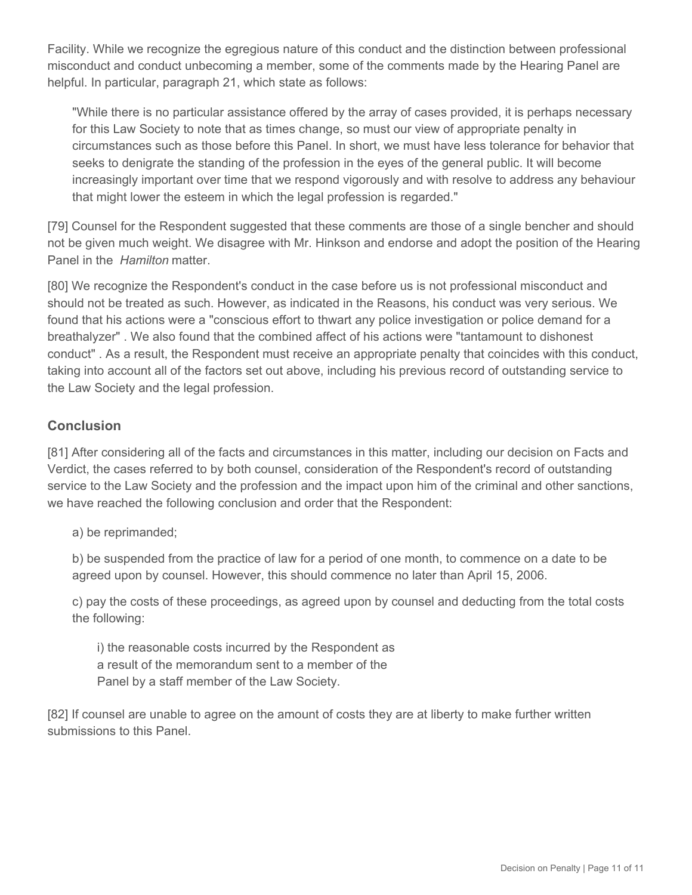Facility. While we recognize the egregious nature of this conduct and the distinction between professional misconduct and conduct unbecoming a member, some of the comments made by the Hearing Panel are helpful. In particular, paragraph 21, which state as follows:

> "While there is no particular assistance offered by the array of cases provided, it is perhaps necessary for this Law Society to note that as times change, so must our view of appropriate penalty in circumstances such as those before this Panel. In short, we must have less tolerance for behavior that seeks to denigrate the standing of the profession in the eyes of the general public. It will become increasingly important over time that we respond vigorously and with resolve to address any behaviour that might lower the esteem in which the legal profession is regarded."

[79] Counsel for the Respondent suggested that these comments are those of a single bencher and should not be given much weight. We disagree with Mr. Hinkson and endorse and adopt the position of the Hearing Panel in the *Hamilton* matter.

[80] We recognize the Respondent's conduct in the case before us is not professional misconduct and should not be treated as such. However, as indicated in the Reasons, his conduct was very serious. We found that his actions were a "conscious effort to thwart any police investigation or police demand for a breathalyzer" . We also found that the combined affect of his actions were "tantamount to dishonest conduct" . As a result, the Respondent must receive an appropriate penalty that coincides with this conduct, taking into account all of the factors set out above, including his previous record of outstanding service to the Law Society and the legal profession.

## Conclusion

[81] After considering all of the facts and circumstances in this matter, including our decision on Facts and Verdict, the cases referred to by both counsel, consideration of the Respondent's record of outstanding service to the Law Society and the profession and the impact upon him of the criminal and other sanctions, we have reached the following conclusion and order that the Respondent:

a) be reprimanded;

b) be suspended from the practice of law for a period of one month, to commence on a date to be agreed upon by counsel. However, this should commence no later than April 15, 2006.

c) pay the costs of these proceedings, as agreed upon by counsel and deducting from the total costs the following:

i) the reasonable costs incurred by the Respondent as a result of the memorandum sent to a member of the Panel by a staff member of the Law Society.

[82] If counsel are unable to agree on the amount of costs they are at liberty to make further written submissions to this Panel.